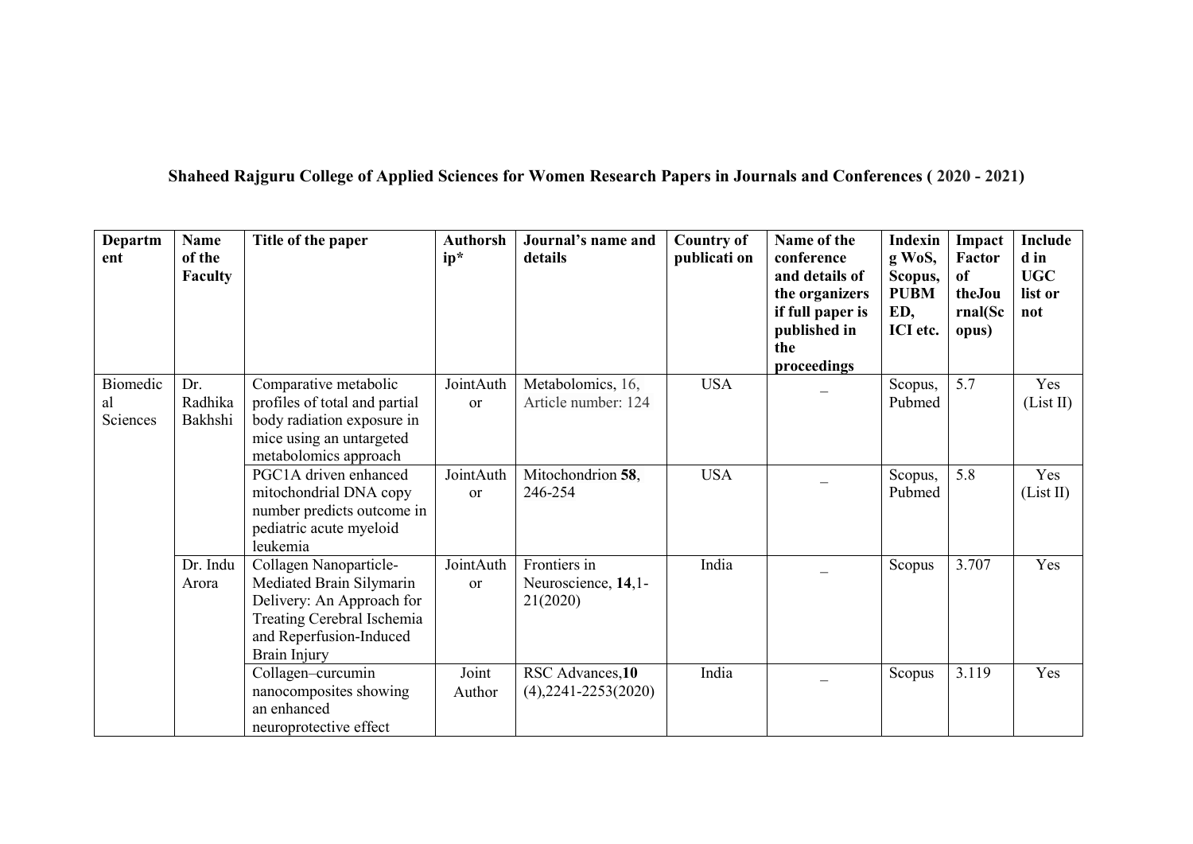**Shaheed Rajguru College of Applied Sciences for Women Research Papers in Journals and Conferences ( 2020 - 2021)**

| Department | Name of the Faculty | Title of the paper | Authorship* | Journal's name and details | Country of publication | Name of the conference and details of the organizers if full paper is published in the proceedings | Indexing WoS, Scopus, PUBMED, ICI etc. | Impact Factor of theJournal(Scopus) | Included in UGC list or not |
|---|---|---|---|---|---|---|---|---|---|
| Biomedical Sciences | Dr. Radhika Bakhshi | Comparative metabolic profiles of total and partial body radiation exposure in mice using an untargeted metabolomics approach | JointAuthor | Metabolomics, 16, Article number: 124 | USA | _ | Scopus, Pubmed | 5.7 | Yes (List II) |
| | | PGC1A driven enhanced mitochondrial DNA copy number predicts outcome in pediatric acute myeloid leukemia | JointAuthor | Mitochondrion **58**, 246-254 | USA | _ | Scopus, Pubmed | 5.8 | Yes (List II) |
| | Dr. Indu Arora | Collagen Nanoparticle-Mediated Brain Silymarin Delivery: An Approach for Treating Cerebral Ischemia and Reperfusion-Induced Brain Injury | JointAuthor | Frontiers in Neuroscience, **14**,1-21(2020) | India | _ | Scopus | 3.707 | Yes |
| | | Collagen–curcumin nanocomposites showing an enhanced neuroprotective effect | Joint Author | RSC Advances,**10** (4),2241-2253(2020) | India | _ | Scopus | 3.119 | Yes |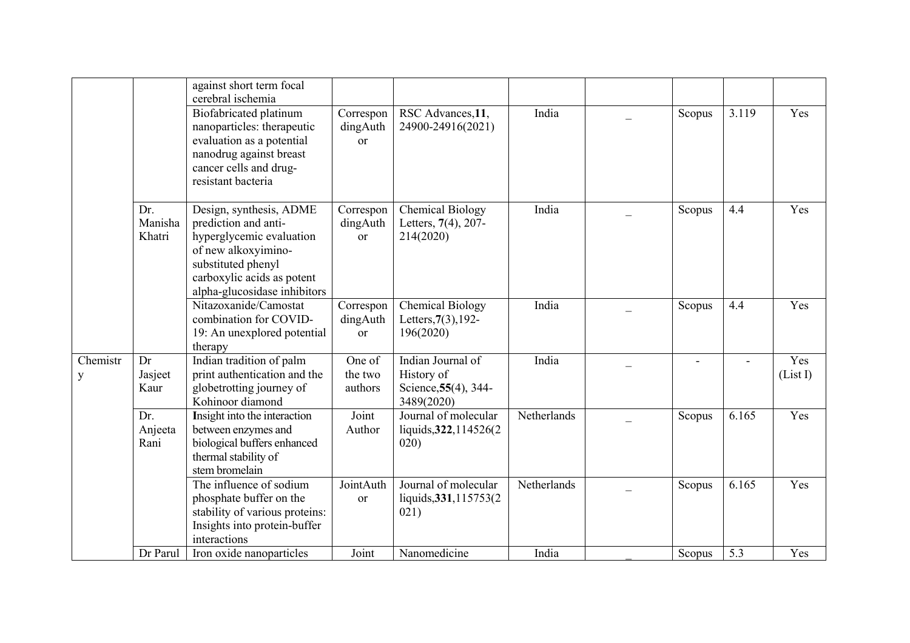| | | | | | | | | | |
|---|---|---|---|---|---|---|---|---|---|
| | | against short term focal cerebral ischemia | | | | | | | |
| | | Biofabricated platinum nanoparticles: therapeutic evaluation as a potential nanodrug against breast cancer cells and drug-resistant bacteria | CorrespondingAuthor | RSC Advances,**11**, 24900-24916(2021) | India | _ | Scopus | 3.119 | Yes |
| | Dr. Manisha Khatri | Design, synthesis, ADME prediction and anti-hyperglycemic evaluation of new alkoxyimino-substituted phenyl carboxylic acids as potent alpha-glucosidase inhibitors | CorrespondingAuthor | Chemical Biology Letters, **7**(4), 207-214(2020) | India | _ | Scopus | 4.4 | Yes |
| | | Nitazoxanide/Camostat combination for COVID-19: An unexplored potential therapy | CorrespondingAuthor | Chemical Biology Letters,**7**(3),192-196(2020) | India | _ | Scopus | 4.4 | Yes |
| Chemistry | Dr Jasjeet Kaur | Indian tradition of palm print authentication and the globetrotting journey of Kohinoor diamond | One of the two authors | Indian Journal of History of Science,**55**(4), 344-3489(2020) | India | _ | - | - | Yes (List I) |
| | Dr. Anjeeta Rani | **I**nsight into the interaction between enzymes and biological buffers enhanced thermal stability of stem bromelain | Joint Author | Journal of molecular liquids,**322**,114526(2020) | Netherlands | _ | Scopus | 6.165 | Yes |
| | | The influence of sodium phosphate buffer on the stability of various proteins: Insights into protein-buffer interactions | JointAuthor | Journal of molecular liquids,**331**,115753(2021) | Netherlands | _ | Scopus | 6.165 | Yes |
| | Dr Parul | Iron oxide nanoparticles | Joint | Nanomedicine | India | _ | Scopus | 5.3 | Yes |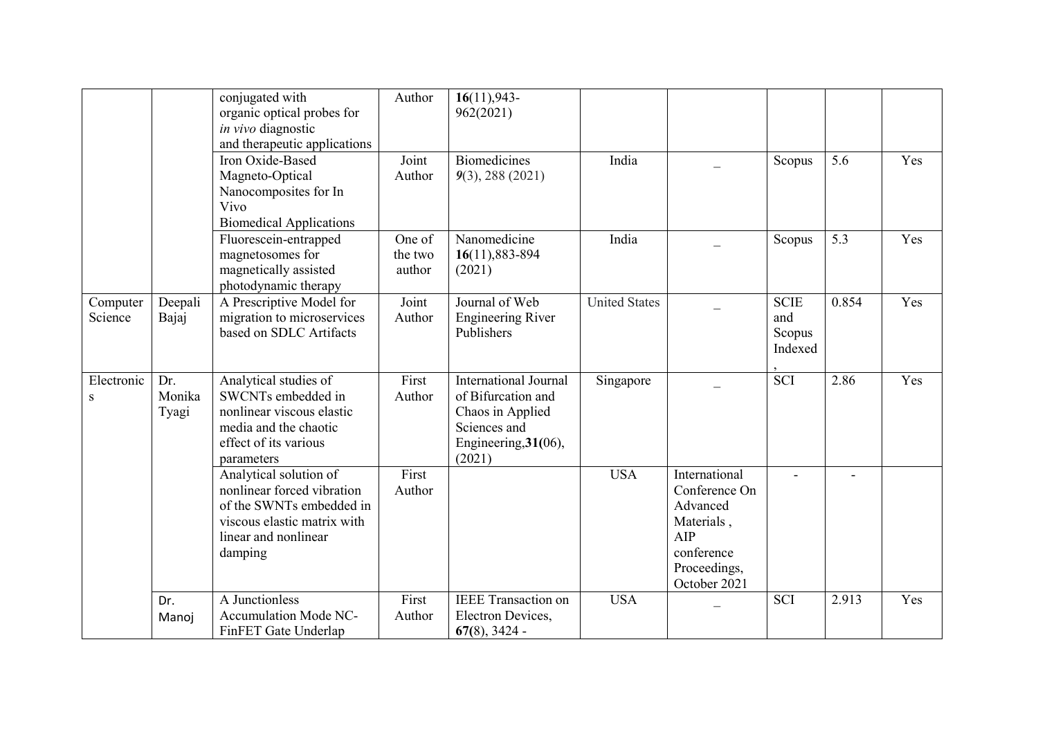| | | conjugated with organic optical probes for *in vivo* diagnostic and therapeutic applications | Author | **16**(11),943-962(2021) | | | | | |
|---|---|---|---|---|---|---|---|---|---|
| | | Iron Oxide-Based Magneto-Optical Nanocomposites for In Vivo Biomedical Applications | Joint Author | Biomedicines *9*(3), 288 (2021) | India | _ | Scopus | 5.6 | Yes |
| | | Fluorescein-entrapped magnetosomes for magnetically assisted photodynamic therapy | One of the two author | Nanomedicine **16**(11),883-894 (2021) | India | _ | Scopus | 5.3 | Yes |
| Computer Science | Deepali Bajaj | A Prescriptive Model for migration to microservices based on SDLC Artifacts | Joint Author | Journal of Web Engineering River Publishers | United States | _ | SCIE and Scopus Indexed , | 0.854 | Yes |
| Electronics | Dr. Monika Tyagi | Analytical studies of SWCNTs embedded in nonlinear viscous elastic media and the chaotic effect of its various parameters | First Author | International Journal of Bifurcation and Chaos in Applied Sciences and Engineering,**31(**06), (2021) | Singapore | _ | SCI | 2.86 | Yes |
| | | Analytical solution of nonlinear forced vibration of the SWNTs embedded in viscous elastic matrix with linear and nonlinear damping | First Author | | USA | International Conference On Advanced Materials , AIP conference Proceedings, October 2021 | - | - | |
| | Dr. Manoj | A Junctionless Accumulation Mode NC-FinFET Gate Underlap | First Author | IEEE Transaction on Electron Devices, **67(**8), 3424 - | USA | _ | SCI | 2.913 | Yes |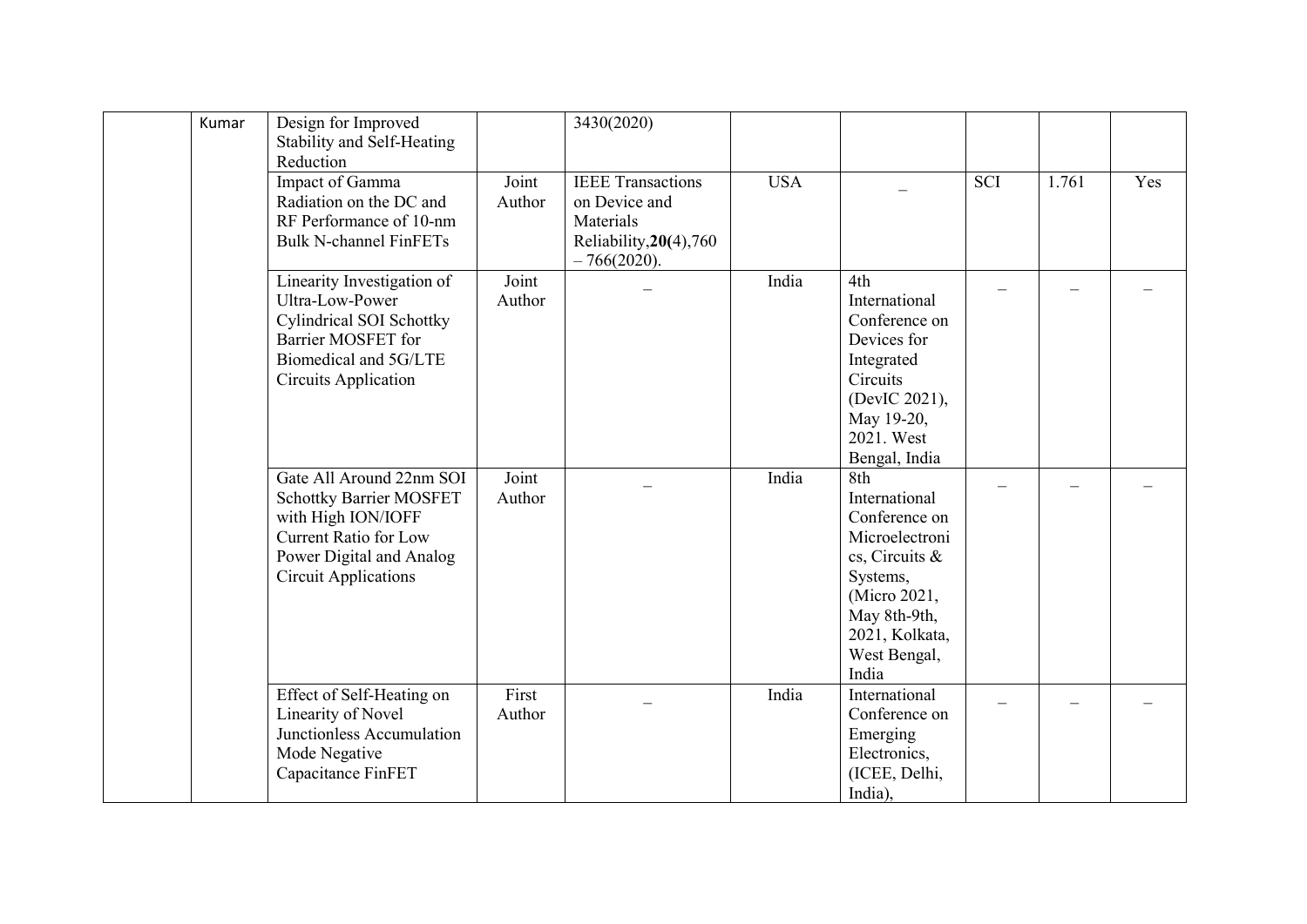| | | | | | | | | | |
|---|---|---|---|---|---|---|---|---|---|
| | Kumar | Design for Improved Stability and Self-Heating Reduction | | 3430(2020) | | | | | |
| | | Impact of Gamma Radiation on the DC and RF Performance of 10-nm Bulk N-channel FinFETs | Joint Author | IEEE Transactions on Device and Materials Reliability,**20(**4),760 – 766(2020). | USA | _ | SCI | 1.761 | Yes |
| | | Linearity Investigation of Ultra-Low-Power Cylindrical SOI Schottky Barrier MOSFET for Biomedical and 5G/LTE Circuits Application | Joint Author | _ | India | 4th International Conference on Devices for Integrated Circuits (DevIC 2021), May 19-20, 2021. West Bengal, India | _ | _ | _ |
| | | Gate All Around 22nm SOI Schottky Barrier MOSFET with High ION/IOFF Current Ratio for Low Power Digital and Analog Circuit Applications | Joint Author | _ | India | 8th International Conference on Microelectronics, Circuits & Systems, (Micro 2021, May 8th-9th, 2021, Kolkata, West Bengal, India | _ | _ | _ |
| | | Effect of Self-Heating on Linearity of Novel Junctionless Accumulation Mode Negative Capacitance FinFET | First Author | _ | India | International Conference on Emerging Electronics, (ICEE, Delhi, India), | _ | _ | _ |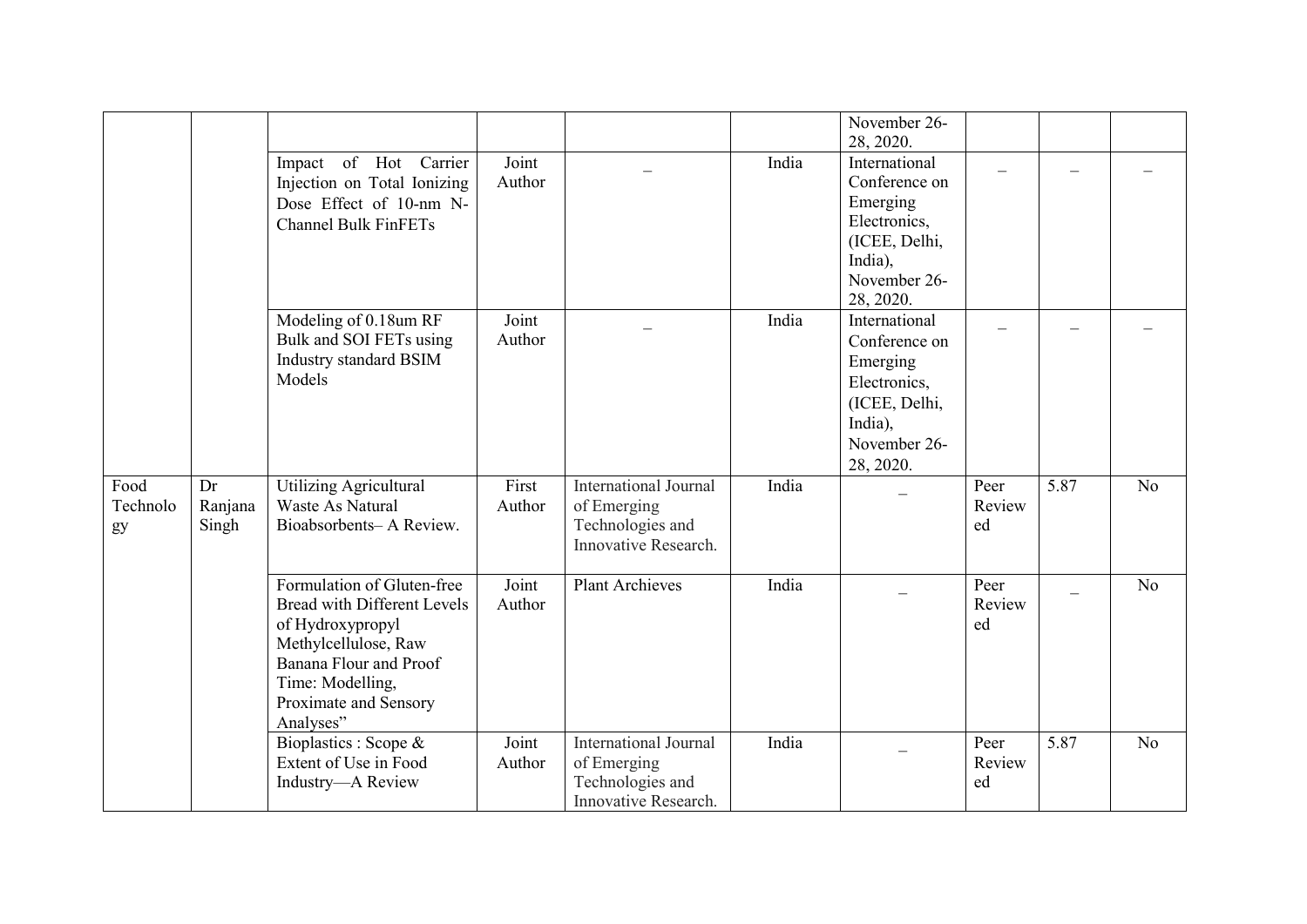| | | | | | | | | | |
|---|---|---|---|---|---|---|---|---|---|
| | | | | | | November 26-28, 2020. | | | |
| | | Impact of Hot Carrier Injection on Total Ionizing Dose Effect of 10-nm N-Channel Bulk FinFETs | Joint Author | _ | India | International Conference on Emerging Electronics, (ICEE, Delhi, India), November 26-28, 2020. | _ | _ | _ |
| | | Modeling of 0.18um RF Bulk and SOI FETs using Industry standard BSIM Models | Joint Author | _ | India | International Conference on Emerging Electronics, (ICEE, Delhi, India), November 26-28, 2020. | _ | _ | _ |
| Food Technology | Dr Ranjana Singh | Utilizing Agricultural Waste As Natural Bioabsorbents– A Review. | First Author | International Journal of Emerging Technologies and Innovative Research. | India | _ | Peer Reviewed | 5.87 | No |
| | | Formulation of Gluten-free Bread with Different Levels of Hydroxypropyl Methylcellulose, Raw Banana Flour and Proof Time: Modelling, Proximate and Sensory Analyses" | Joint Author | Plant Archieves | India | _ | Peer Reviewed | _ | No |
| | | Bioplastics : Scope & Extent of Use in Food Industry—A Review | Joint Author | International Journal of Emerging Technologies and Innovative Research. | India | _ | Peer Reviewed | 5.87 | No |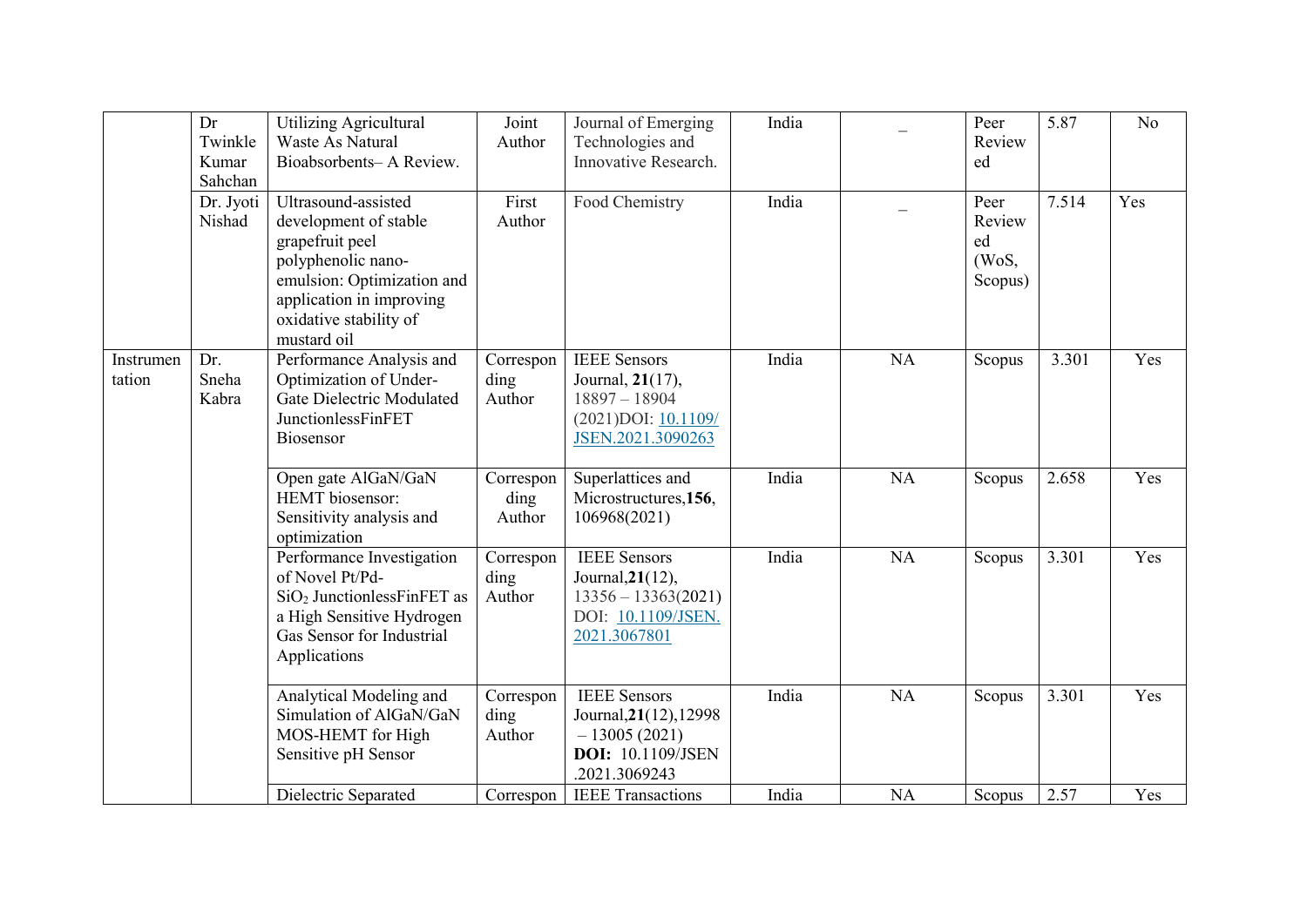|  |  |  |  |  |  |  |  |  |  |
|---|---|---|---|---|---|---|---|---|---|
| | Dr Twinkle Kumar Sahchan | Utilizing Agricultural Waste As Natural Bioabsorbents– A Review. | Joint Author | Journal of Emerging Technologies and Innovative Research. | India | _ | Peer Reviewed | 5.87 | No |
| | Dr. Jyoti Nishad | Ultrasound-assisted development of stable grapefruit peel polyphenolic nano-emulsion: Optimization and application in improving oxidative stability of mustard oil | First Author | Food Chemistry | India | _ | Peer Reviewed (WoS, Scopus) | 7.514 | Yes |
| Instrumentation | Dr. Sneha Kabra | Performance Analysis and Optimization of Under-Gate Dielectric Modulated JunctionlessFinFET Biosensor | Corresponding Author | IEEE Sensors Journal, **21**(17), 18897 – 18904 (2021)DOI: 10.1109/JSEN.2021.3090263 | India | NA | Scopus | 3.301 | Yes |
| | | Open gate AlGaN/GaN HEMT biosensor: Sensitivity analysis and optimization | Corresponding Author | Superlattices and Microstructures,**156**, 106968(2021) | India | NA | Scopus | 2.658 | Yes |
| | | Performance Investigation of Novel Pt/Pd-$SiO_2$ JunctionlessFinFET as a High Sensitive Hydrogen Gas Sensor for Industrial Applications | Corresponding Author | IEEE Sensors Journal,**21**(12), 13356 – 13363(2021) DOI: 10.1109/JSEN.2021.3067801 | India | NA | Scopus | 3.301 | Yes |
| | | Analytical Modeling and Simulation of AlGaN/GaN MOS-HEMT for High Sensitive pH Sensor | Corresponding Author | IEEE Sensors Journal,**21**(12),12998 – 13005 (2021) **DOI:** 10.1109/JSEN.2021.3069243 | India | NA | Scopus | 3.301 | Yes |
| | | Dielectric Separated | Correspon | IEEE Transactions | India | NA | Scopus | 2.57 | Yes |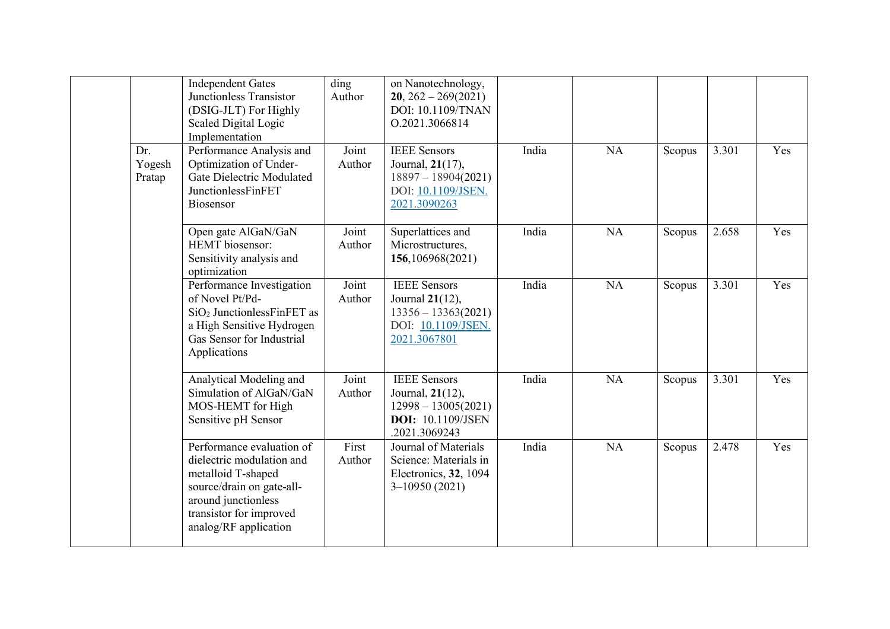|  |  |  |  |  |  |  |  |  |  |
|---|---|---|---|---|---|---|---|---|---|
|  |  | Independent Gates Junctionless Transistor (DSIG-JLT) For Highly Scaled Digital Logic Implementation | ding Author | on Nanotechnology, **20**, 262 – 269(2021) DOI: 10.1109/TNANO.2021.3066814 |  |  |  |  |  |
|  | Dr. Yogesh Pratap | Performance Analysis and Optimization of Under-Gate Dielectric Modulated JunctionlessFinFET Biosensor | Joint Author | IEEE Sensors Journal, **21**(17), 18897 – 18904(2021) DOI: 10.1109/JSEN.2021.3090263 | India | NA | Scopus | 3.301 | Yes |
|  |  | Open gate AlGaN/GaN HEMT biosensor: Sensitivity analysis and optimization | Joint Author | Superlattices and Microstructures, **156**,106968(2021) | India | NA | Scopus | 2.658 | Yes |
|  |  | Performance Investigation of Novel Pt/Pd-$SiO_2$ JunctionlessFinFET as a High Sensitive Hydrogen Gas Sensor for Industrial Applications | Joint Author | IEEE Sensors Journal **21**(12), 13356 – 13363(2021) DOI: 10.1109/JSEN.2021.3067801 | India | NA | Scopus | 3.301 | Yes |
|  |  | Analytical Modeling and Simulation of AlGaN/GaN MOS-HEMT for High Sensitive pH Sensor | Joint Author | IEEE Sensors Journal, **21**(12), 12998 – 13005(2021) **DOI:** 10.1109/JSEN.2021.3069243 | India | NA | Scopus | 3.301 | Yes |
|  |  | Performance evaluation of dielectric modulation and metalloid T-shaped source/drain on gate-all-around junctionless transistor for improved analog/RF application | First Author | Journal of Materials Science: Materials in Electronics, **32**, 10943–10950 (2021) | India | NA | Scopus | 2.478 | Yes |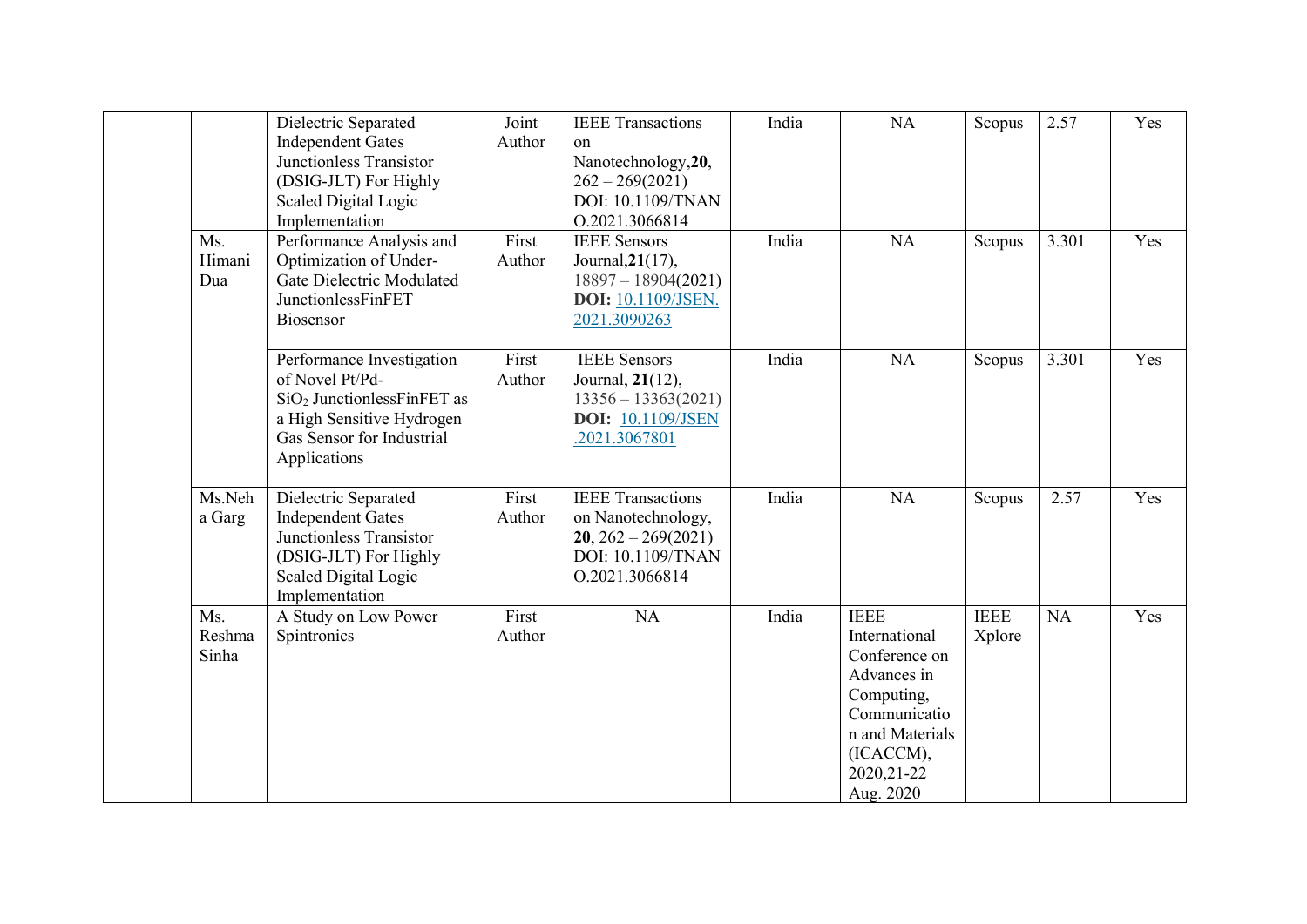| | | | | | | | | | |
|---|---|---|---|---|---|---|---|---|---|
| | | Dielectric Separated Independent Gates Junctionless Transistor (DSIG-JLT) For Highly Scaled Digital Logic Implementation | Joint Author | IEEE Transactions on Nanotechnology,**20**, 262 – 269(2021) DOI: 10.1109/TNANO.2021.3066814 | India | NA | Scopus | 2.57 | Yes |
| | Ms. Himani Dua | Performance Analysis and Optimization of Under-Gate Dielectric Modulated JunctionlessFinFET Biosensor | First Author | IEEE Sensors Journal,**21**(17), 18897 – 18904(2021) **DOI:** 10.1109/JSEN.2021.3090263 | India | NA | Scopus | 3.301 | Yes |
| | | Performance Investigation of Novel Pt/Pd-$SiO_2$ JunctionlessFinFET as a High Sensitive Hydrogen Gas Sensor for Industrial Applications | First Author | IEEE Sensors Journal, **21**(12), 13356 – 13363(2021) **DOI:** 10.1109/JSEN.2021.3067801 | India | NA | Scopus | 3.301 | Yes |
| | Ms.Neha Garg | Dielectric Separated Independent Gates Junctionless Transistor (DSIG-JLT) For Highly Scaled Digital Logic Implementation | First Author | IEEE Transactions on Nanotechnology, **20**, 262 – 269(2021) DOI: 10.1109/TNANO.2021.3066814 | India | NA | Scopus | 2.57 | Yes |
| | Ms. Reshma Sinha | A Study on Low Power Spintronics | First Author | NA | India | IEEE International Conference on Advances in Computing, Communication and Materials (ICACCM), 2020,21-22 Aug. 2020 | IEEE Xplore | NA | Yes |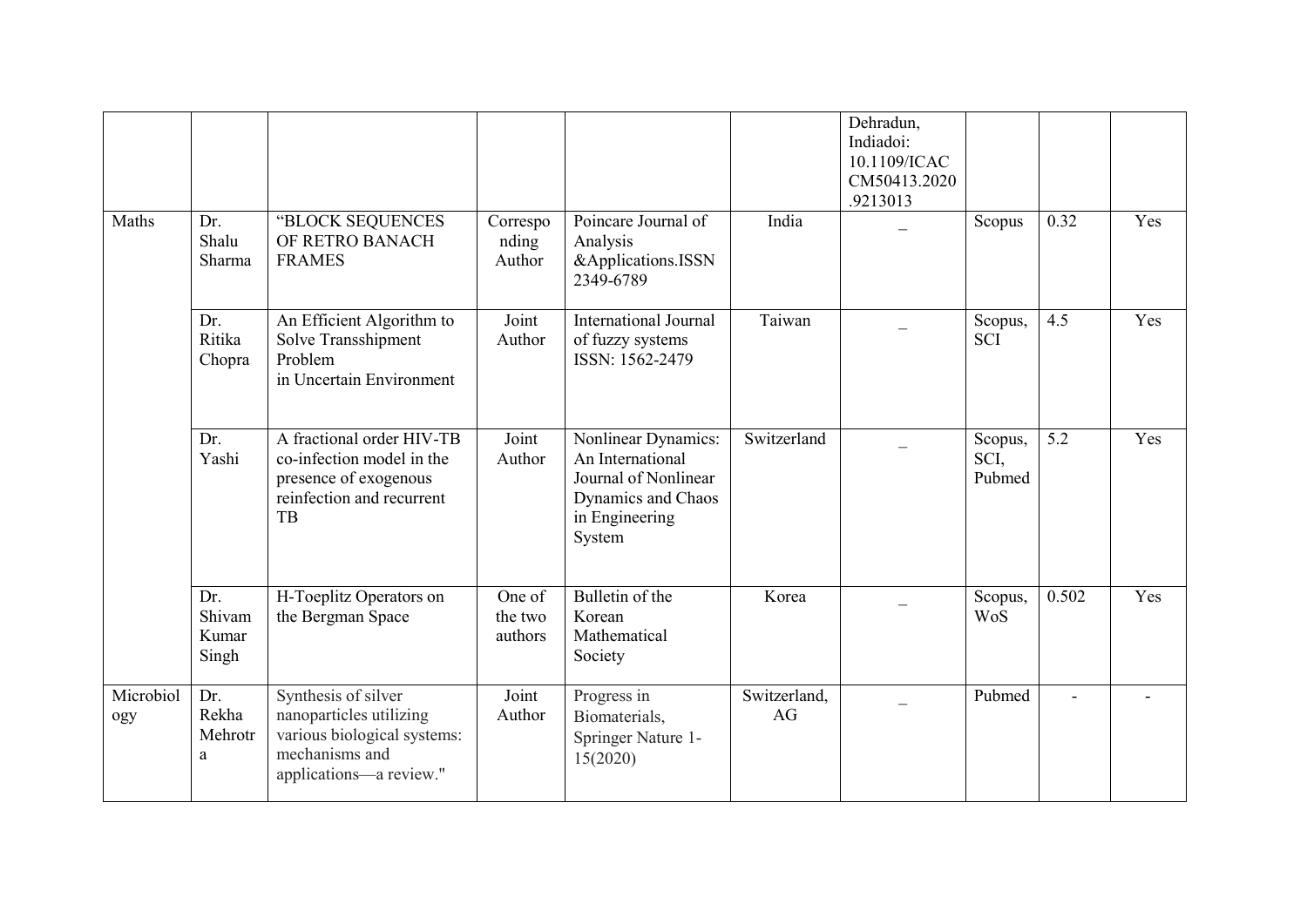| | | | | | | | | | |
|---|---|---|---|---|---|---|---|---|---|
| | | | | | | Dehradun, Indiadoi: 10.1109/ICACCM50413.2020.9213013 | | | |
| Maths | Dr. Shalu Sharma | "BLOCK SEQUENCES OF RETRO BANACH FRAMES | Corresponding Author | Poincare Journal of Analysis &Applications.ISSN 2349-6789 | India | _ | Scopus | 0.32 | Yes |
| | Dr. Ritika Chopra | An Efficient Algorithm to Solve Transshipment Problem in Uncertain Environment | Joint Author | International Journal of fuzzy systems ISSN: 1562-2479 | Taiwan | _ | Scopus, SCI | 4.5 | Yes |
| | Dr. Yashi | A fractional order HIV-TB co-infection model in the presence of exogenous reinfection and recurrent TB | Joint Author | Nonlinear Dynamics: An International Journal of Nonlinear Dynamics and Chaos in Engineering System | Switzerland | _ | Scopus, SCI, Pubmed | 5.2 | Yes |
| | Dr. Shivam Kumar Singh | H-Toeplitz Operators on the Bergman Space | One of the two authors | Bulletin of the Korean Mathematical Society | Korea | _ | Scopus, WoS | 0.502 | Yes |
| Microbiology | Dr. Rekha Mehrotra | Synthesis of silver nanoparticles utilizing various biological systems: mechanisms and applications—a review." | Joint Author | Progress in Biomaterials, Springer Nature 1-15(2020) | Switzerland, AG | _ | Pubmed | - | - |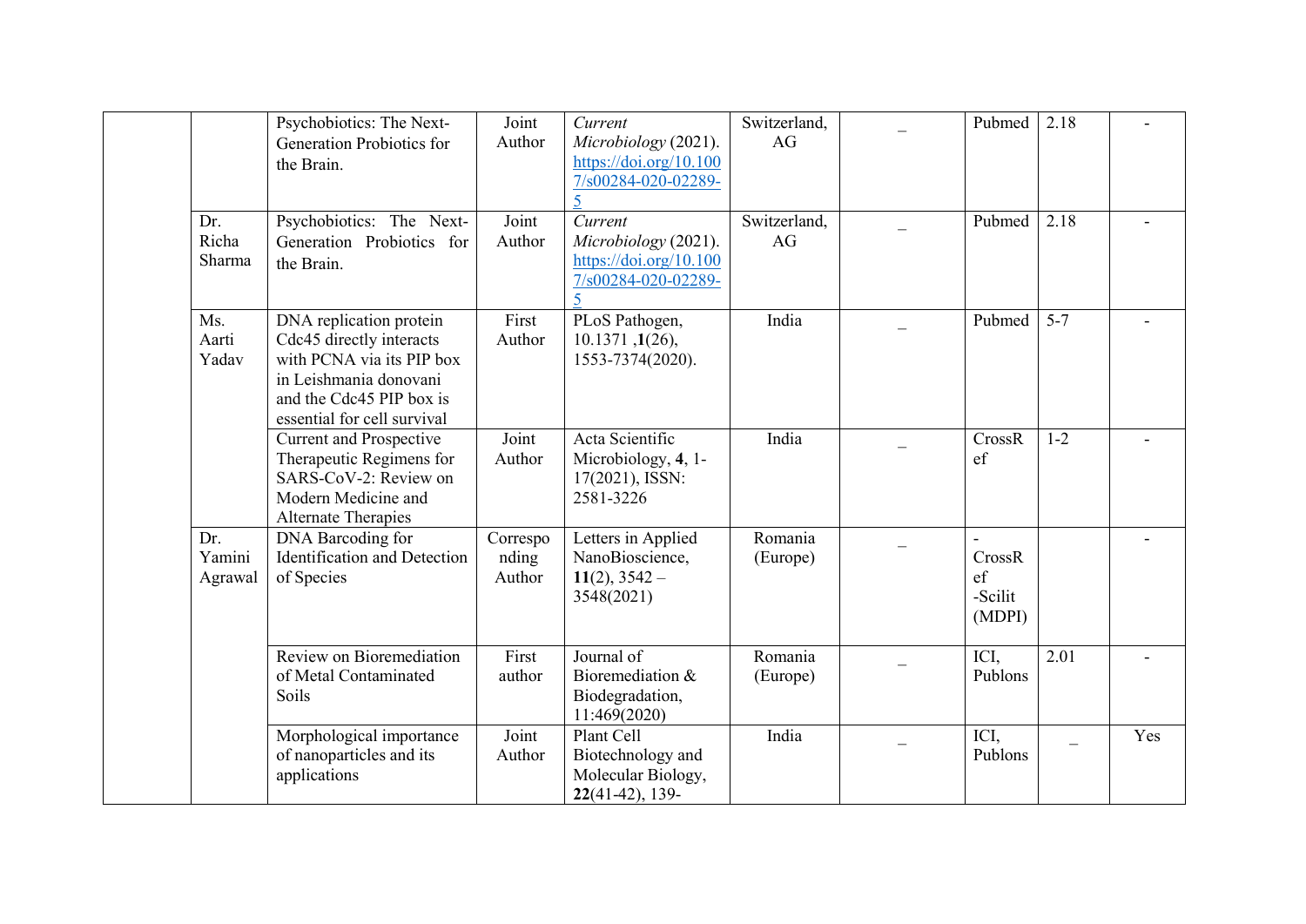| | | | | | | | | | |
|---|---|---|---|---|---|---|---|---|---|
| | | Psychobiotics: The Next-Generation Probiotics for the Brain. | Joint Author | *Current Microbiology* (2021). https://doi.org/10.1007/s00284-020-02289-5 | Switzerland, AG | _ | Pubmed | 2.18 | - |
| | Dr. Richa Sharma | Psychobiotics: The Next-Generation Probiotics for the Brain. | Joint Author | *Current Microbiology* (2021). https://doi.org/10.1007/s00284-020-02289-5 | Switzerland, AG | _ | Pubmed | 2.18 | - |
| | Ms. Aarti Yadav | DNA replication protein Cdc45 directly interacts with PCNA via its PIP box in Leishmania donovani and the Cdc45 PIP box is essential for cell survival | First Author | PLoS Pathogen, 10.1371 ,**1**(26), 1553-7374(2020). | India | _ | Pubmed | 5-7 | - |
| | | Current and Prospective Therapeutic Regimens for SARS-CoV-2: Review on Modern Medicine and Alternate Therapies | Joint Author | Acta Scientific Microbiology, **4**, 1-17(2021), ISSN: 2581-3226 | India | _ | CrossRef | 1-2 | - |
| | Dr. Yamini Agrawal | DNA Barcoding for Identification and Detection of Species | Corresponding Author | Letters in Applied NanoBioscience, **11**(2), 3542 – 3548(2021) | Romania (Europe) | _ | - CrossRef -Scilit (MDPI) | | - |
| | | Review on Bioremediation of Metal Contaminated Soils | First author | Journal of Bioremediation & Biodegradation, 11:469(2020) | Romania (Europe) | _ | ICI, Publons | 2.01 | - |
| | | Morphological importance of nanoparticles and its applications | Joint Author | Plant Cell Biotechnology and Molecular Biology, **22**(41-42), 139- | India | _ | ICI, Publons | _ | Yes |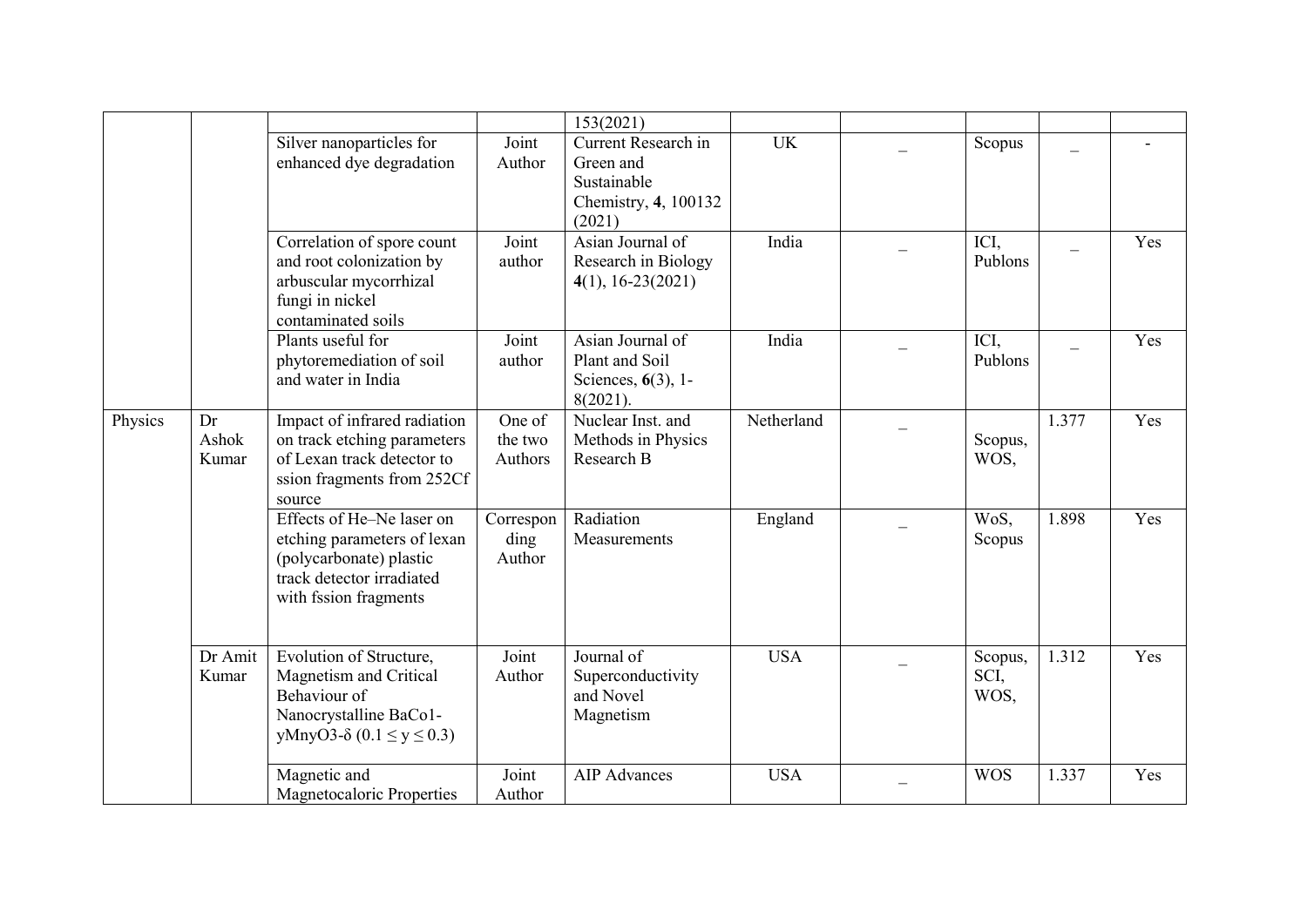| | | | | 153(2021) | | | | | |
|---|---|---|---|---|---|---|---|---|---|
| | | Silver nanoparticles for enhanced dye degradation | Joint Author | Current Research in Green and Sustainable Chemistry, **4**, 100132 (2021) | UK | _ | Scopus | _ | - |
| | | Correlation of spore count and root colonization by arbuscular mycorrhizal fungi in nickel contaminated soils | Joint author | Asian Journal of Research in Biology **4**(1), 16-23(2021) | India | _ | ICI, Publons | _ | Yes |
| | | Plants useful for phytoremediation of soil and water in India | Joint author | Asian Journal of Plant and Soil Sciences, **6**(3), 1-8(2021). | India | _ | ICI, Publons | _ | Yes |
| Physics | Dr Ashok Kumar | Impact of infrared radiation on track etching parameters of Lexan track detector to ssion fragments from 252Cf source | One of the two Authors | Nuclear Inst. and Methods in Physics Research B | Netherland | _ | Scopus, WOS, | 1.377 | Yes |
| | | Effects of He–Ne laser on etching parameters of lexan (polycarbonate) plastic track detector irradiated with fssion fragments | Corresponding Author | Radiation Measurements | England | _ | WoS, Scopus | 1.898 | Yes |
| | Dr Amit Kumar | Evolution of Structure, Magnetism and Critical Behaviour of Nanocrystalline BaCo1-yMnyO3-δ ($0.1 \leq y \leq 0.3$) | Joint Author | Journal of Superconductivity and Novel Magnetism | USA | _ | Scopus, SCI, WOS, | 1.312 | Yes |
| | | Magnetic and Magnetocaloric Properties | Joint Author | AIP Advances | USA | _ | WOS | 1.337 | Yes |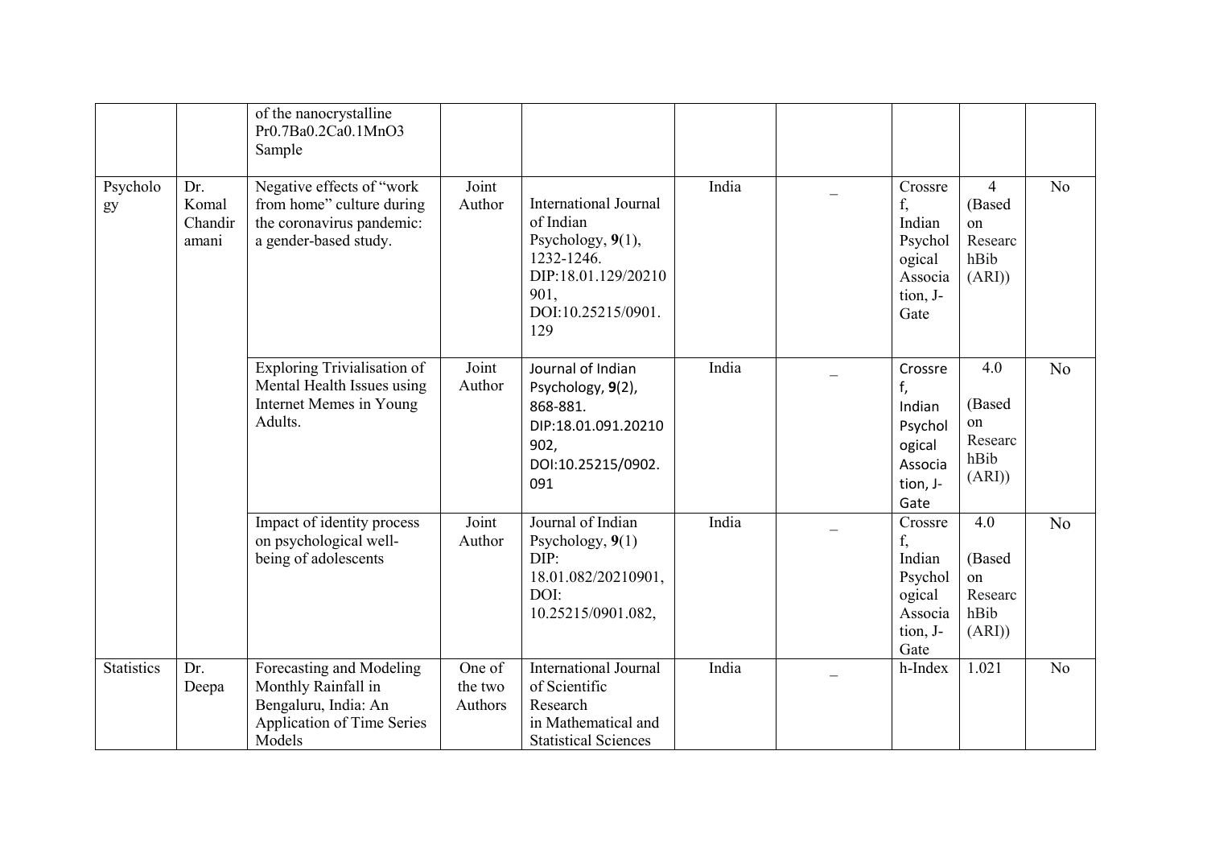| | | | | | | | | | |
|---|---|---|---|---|---|---|---|---|---|
| | | of the nanocrystalline $Pr_{0.7}Ba_{0.2}Ca_{0.1}MnO_3$ Sample | | | | | | | |
| Psychology | Dr. Komal Chandiramani | Negative effects of "work from home" culture during the coronavirus pandemic: a gender-based study. | Joint Author | International Journal of Indian Psychology, **9**(1), 1232-1246. DIP:18.01.129/20210901, DOI:10.25215/0901.129 | India | _ | Crossref, Indian Psychological Association, J-Gate | 4 (Based on ResearchBib (ARI)) | No |
| | | Exploring Trivialisation of Mental Health Issues using Internet Memes in Young Adults. | Joint Author | Journal of Indian Psychology, **9**(2), 868-881. DIP:18.01.091.20210902, DOI:10.25215/0902.091 | India | _ | Crossref, Indian Psychological Association, J-Gate | 4.0 (Based on ResearchBib (ARI)) | No |
| | | Impact of identity process on psychological well-being of adolescents | Joint Author | Journal of Indian Psychology, **9**(1) DIP: 18.01.082/20210901, DOI: 10.25215/0901.082, | India | _ | Crossref, Indian Psychological Association, J-Gate | 4.0 (Based on ResearchBib (ARI)) | No |
| Statistics | Dr. Deepa | Forecasting and Modeling Monthly Rainfall in Bengaluru, India: An Application of Time Series Models | One of the two Authors | International Journal of Scientific Research in Mathematical and Statistical Sciences | India | _ | h-Index | 1.021 | No |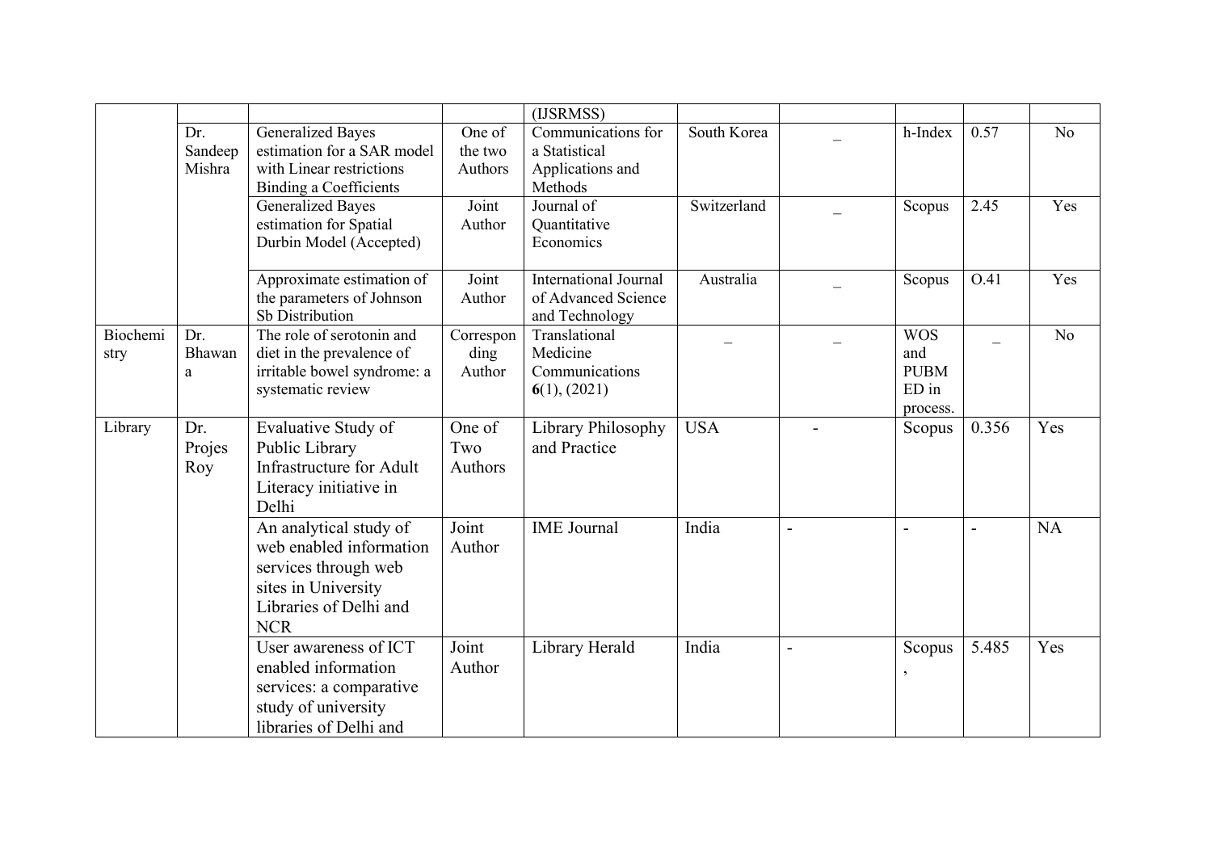| | | | | (IJSRMSS) | | | | | |
|---|---|---|---|---|---|---|---|---|---|
| | Dr. Sandeep Mishra | Generalized Bayes estimation for a SAR model with Linear restrictions Binding a Coefficients | One of the two Authors | Communications for a Statistical Applications and Methods | South Korea | _ | h-Index | 0.57 | No |
| | | Generalized Bayes estimation for Spatial Durbin Model (Accepted) | Joint Author | Journal of Quantitative Economics | Switzerland | _ | Scopus | 2.45 | Yes |
| | | Approximate estimation of the parameters of Johnson Sb Distribution | Joint Author | International Journal of Advanced Science and Technology | Australia | _ | Scopus | O.41 | Yes |
| Biochemistry | Dr. Bhawana | The role of serotonin and diet in the prevalence of irritable bowel syndrome: a systematic review | Corresponding Author | Translational Medicine Communications **6**(1), (2021) | _ | _ | WOS and PUBMED in process. | _ | No |
| Library | Dr. Projes Roy | Evaluative Study of Public Library Infrastructure for Adult Literacy initiative in Delhi | One of Two Authors | Library Philosophy and Practice | USA | - | Scopus | 0.356 | Yes |
| | | An analytical study of web enabled information services through web sites in University Libraries of Delhi and NCR | Joint Author | IME Journal | India | - | - | - | NA |
| | | User awareness of ICT enabled information services: a comparative study of university libraries of Delhi and | Joint Author | Library Herald | India | - | Scopus , | 5.485 | Yes |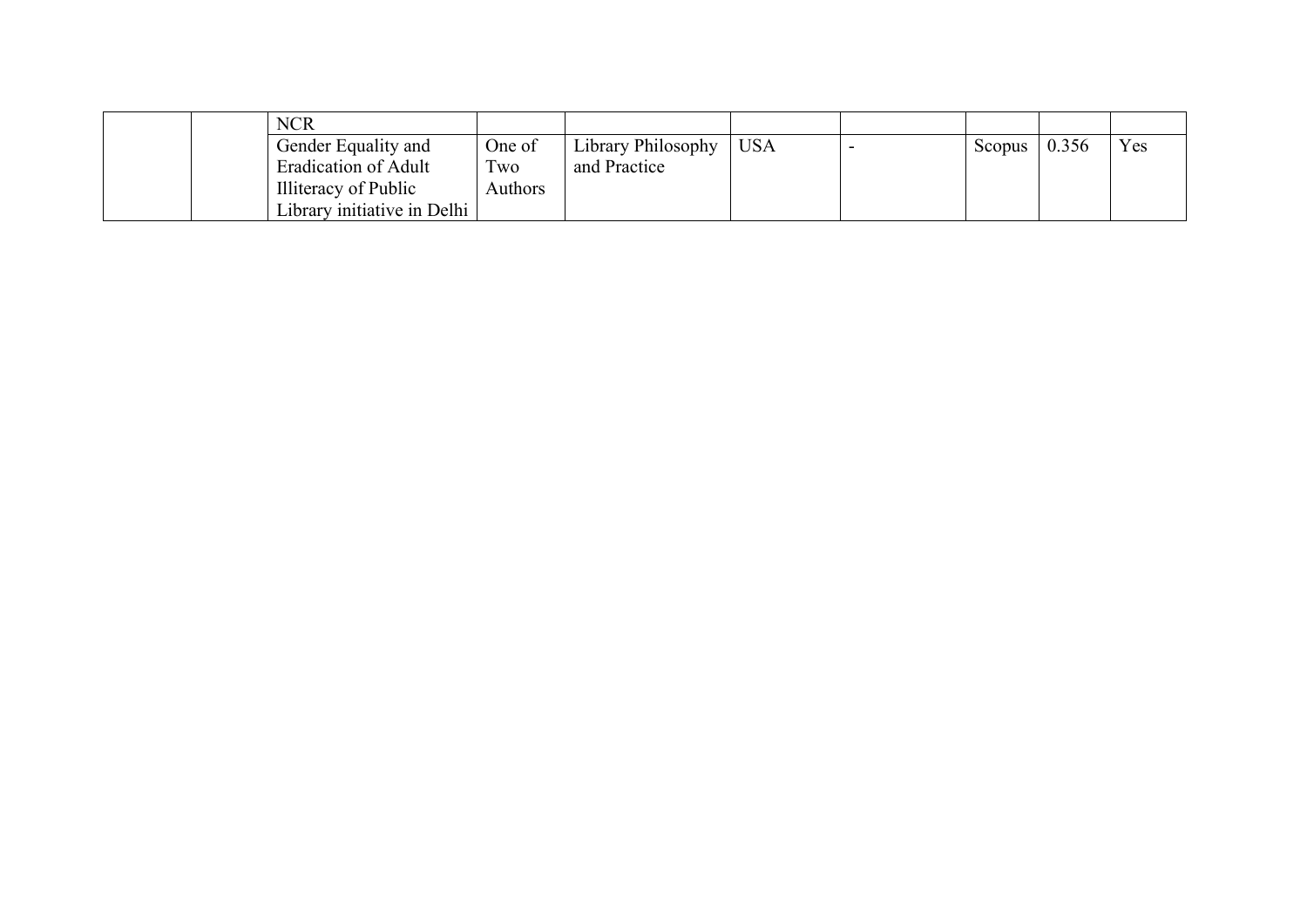| | | | | | | | | | |
|---|---|---|---|---|---|---|---|---|---|
| | | NCR | | | | | | | |
| | | Gender Equality and Eradication of Adult Illiteracy of Public Library initiative in Delhi | One of Two Authors | Library Philosophy and Practice | USA | - | Scopus | 0.356 | Yes |